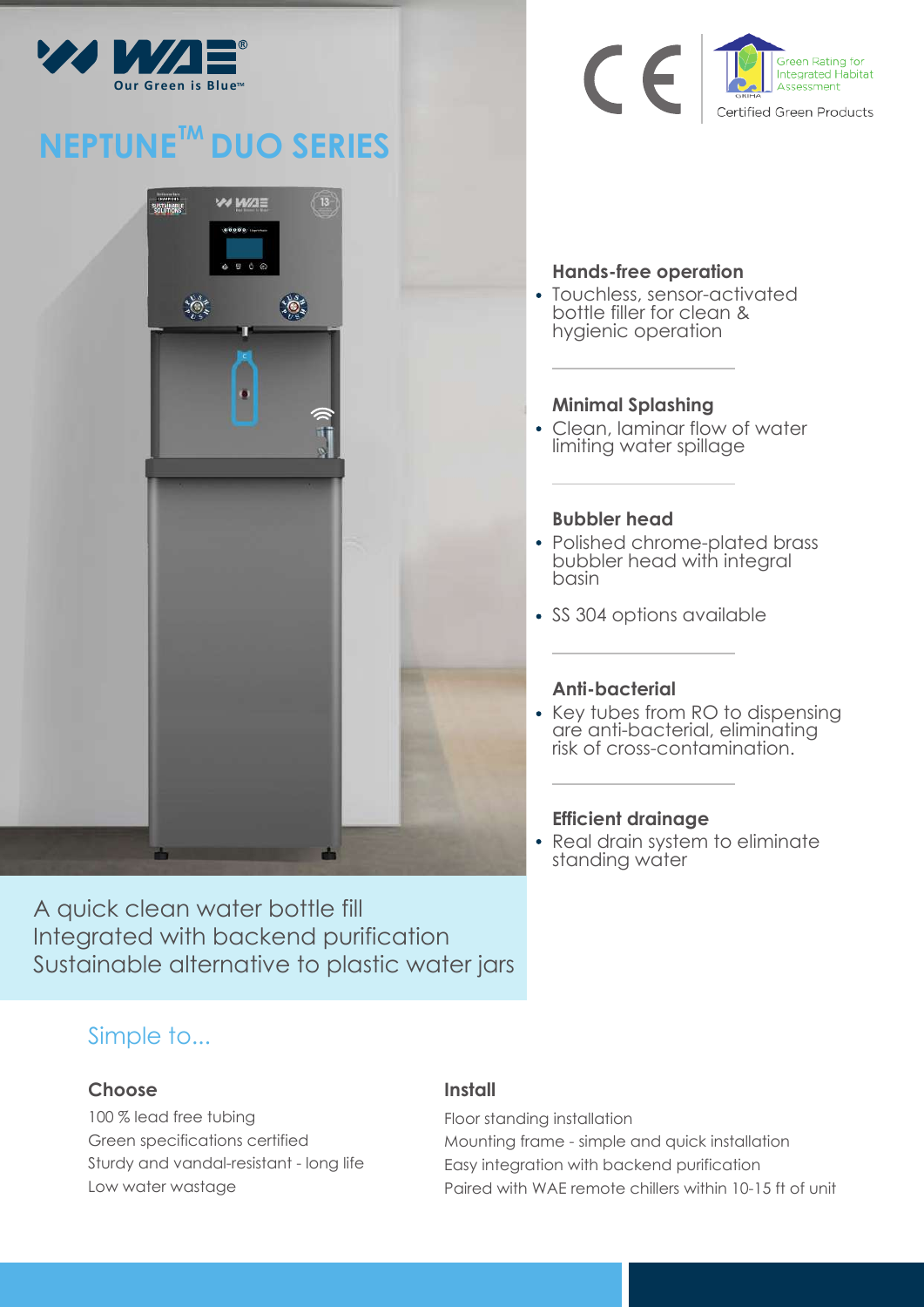WAE®
Our Green is Blue™

# NEPTUNE™ DUO SERIES

CE

Green Rating for Integrated Habitat Assessment

Certified Green Products

### Hands-free operation

- Touchless, sensor-activated bottle filler for clean & hygienic operation

### Minimal Splashing

- Clean, laminar flow of water limiting water spillage

### Bubbler head

- Polished chrome-plated brass bubbler head with integral basin
- SS 304 options available

### Anti-bacterial

- Key tubes from RO to dispensing are anti-bacterial, eliminating risk of cross-contamination.

### Efficient drainage

- Real drain system to eliminate standing water

A quick clean water bottle fill
Integrated with backend purification
Sustainable alternative to plastic water jars

## Simple to...

### Choose

100 % lead free tubing
Green specifications certified
Sturdy and vandal-resistant - long life
Low water wastage

### Install

Floor standing installation
Mounting frame - simple and quick installation
Easy integration with backend purification
Paired with WAE remote chillers within 10-15 ft of unit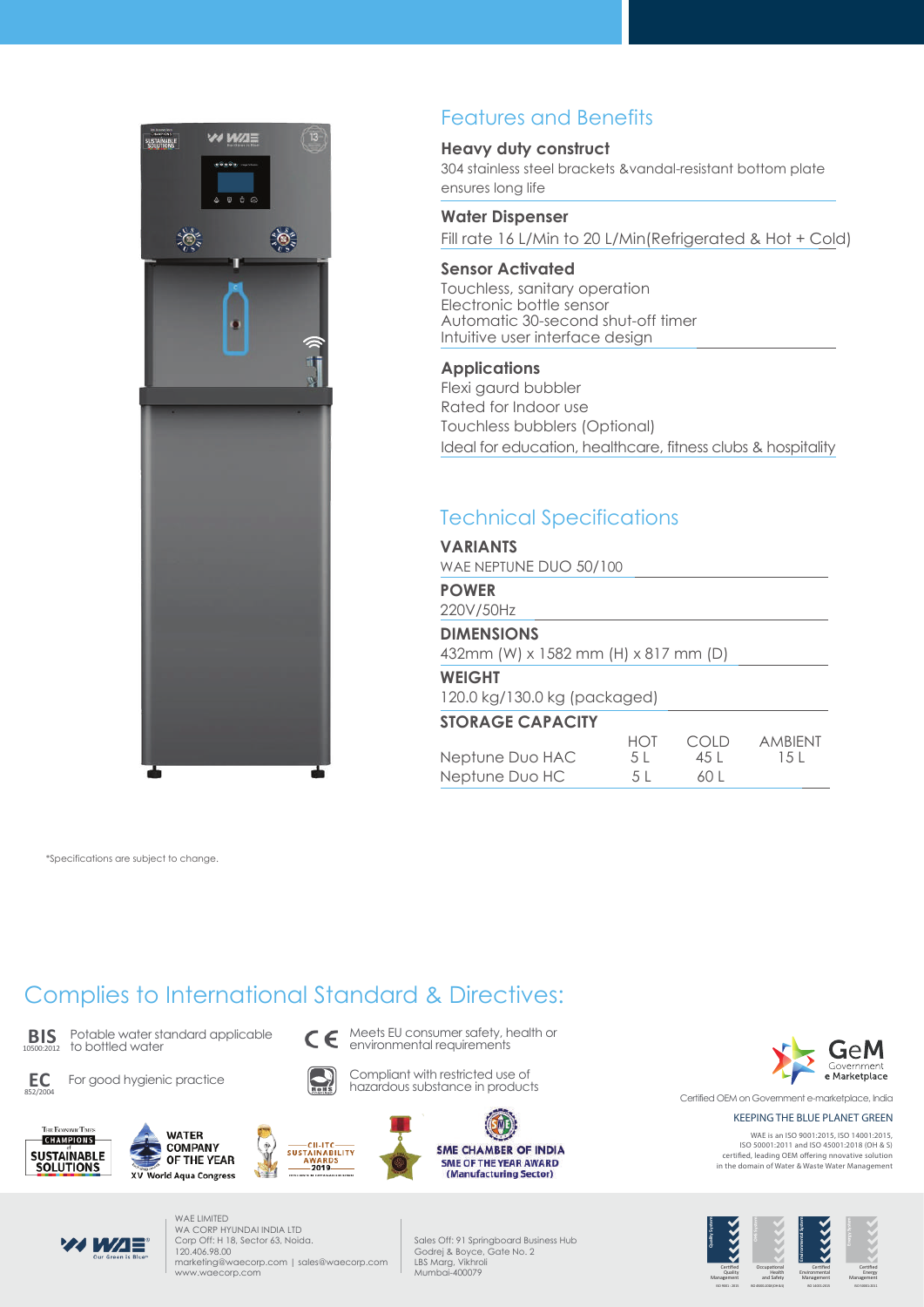## Features and Benefits

**Heavy duty construct**
304 stainless steel brackets &vandal-resistant bottom plate ensures long life

**Water Dispenser**
Fill rate 16 L/Min to 20 L/Min(Refrigerated & Hot + Cold)

**Sensor Activated**
Touchless, sanitary operation
Electronic bottle sensor
Automatic 30-second shut-off timer
Intuitive user interface design

**Applications**
Flexi gaurd bubbler
Rated for Indoor use
Touchless bubblers (Optional)
Ideal for education, healthcare, fitness clubs & hospitality

## Technical Specifications

**VARIANTS**
WAE NEPTUNE DUO 50/100

**POWER**
220V/50Hz

**DIMENSIONS**
432mm (W) x 1582 mm (H) x 817 mm (D)

**WEIGHT**
120.0 kg/130.0 kg (packaged)

**STORAGE CAPACITY**

| | HOT | COLD | AMBIENT |
|---|---|---|---|
| Neptune Duo HAC | 5 L | 45 L | 15 L |
| Neptune Duo HC | 5 L | 60 L | |

*Specifications are subject to change.

## Complies to International Standard & Directives:

BIS 10500:2012 — Potable water standard applicable to bottled water

EC 852/2004 — For good hygienic practice

CE — Meets EU consumer safety, health or environmental requirements

RoHS — Compliant with restricted use of hazardous substance in products

The Economic Times Champions of Sustainable Solutions

Water Company of the Year — XV World Aqua Congress

CII-ITC Sustainability Awards 2019

SME Chamber of India — SME of the Year Award (Manufacturing Sector)

GeM Government e Marketplace

Certified OEM on Government e-marketplace, India

KEEPING THE BLUE PLANET GREEN

WAE is an ISO 9001:2015, ISO 14001:2015, ISO 50001:2011 and ISO 45001:2018 (OH & S) certified, leading OEM offering nnovative solution in the domain of Water & Waste Water Management

WAE — Our Green is Blue

WAE LIMITED
WA CORP HYUNDAI INDIA LTD
Corp Off: H 18, Sector 63, Noida.
120.406.98.00
marketing@waecorp.com | sales@waecorp.com
www.waecorp.com

Sales Off: 91 Springboard Business Hub
Godrej & Boyce, Gate No. 2
LBS Marg, Vikhroli
Mumbai-400079

Certified Quality Management — ISO 9001:2015
Occupational Health and Safety — ISO 45001:2018
Certified Environmental Management — ISO 14001:2015
Certified Energy Management — ISO 50001:2011